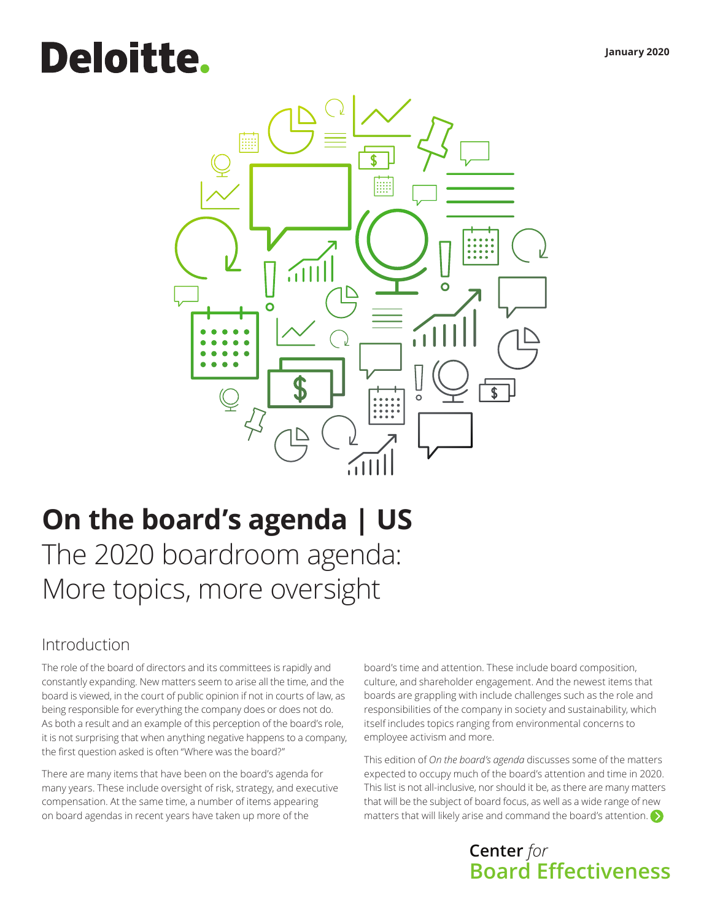Deloitte.

January 2020

# On the board's agenda | US

## The 2020 boardroom agenda: More topics, more oversight

### Introduction

The role of the board of directors and its committees is rapidly and constantly expanding. New matters seem to arise all the time, and the board is viewed, in the court of public opinion if not in courts of law, as being responsible for everything the company does or does not do. As both a result and an example of this perception of the board's role, it is not surprising that when anything negative happens to a company, the first question asked is often "Where was the board?"

There are many items that have been on the board's agenda for many years. These include oversight of risk, strategy, and executive compensation. At the same time, a number of items appearing on board agendas in recent years have taken up more of the board's time and attention. These include board composition, culture, and shareholder engagement. And the newest items that boards are grappling with include challenges such as the role and responsibilities of the company in society and sustainability, which itself includes topics ranging from environmental concerns to employee activism and more.

This edition of *On the board's agenda* discusses some of the matters expected to occupy much of the board's attention and time in 2020. This list is not all-inclusive, nor should it be, as there are many matters that will be the subject of board focus, as well as a wide range of new matters that will likely arise and command the board's attention.

Center *for* Board Effectiveness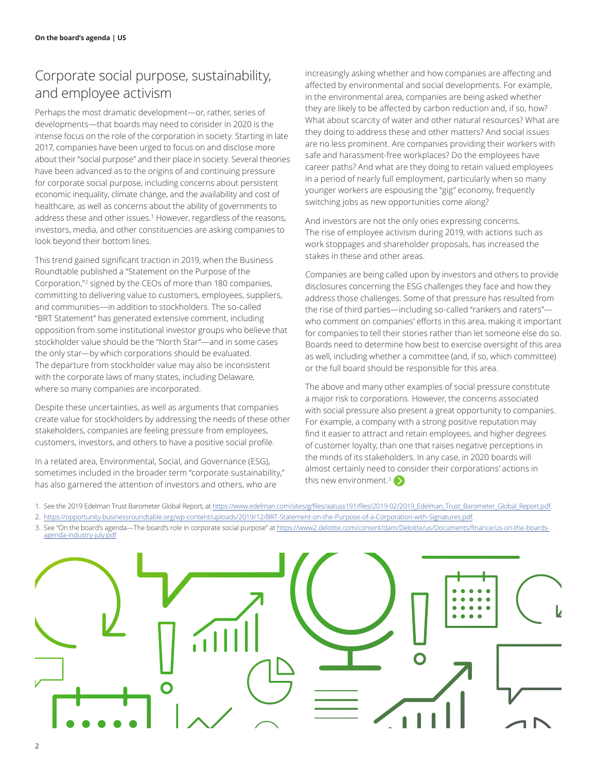## Corporate social purpose, sustainability, and employee activism

Perhaps the most dramatic development—or, rather, series of developments—that boards may need to consider in 2020 is the intense focus on the role of the corporation in society. Starting in late 2017, companies have been urged to focus on and disclose more about their "social purpose" and their place in society. Several theories have been advanced as to the origins of and continuing pressure for corporate social purpose, including concerns about persistent economic inequality, climate change, and the availability and cost of healthcare, as well as concerns about the ability of governments to address these and other issues.[1] However, regardless of the reasons, investors, media, and other constituencies are asking companies to look beyond their bottom lines.

This trend gained significant traction in 2019, when the Business Roundtable published a "Statement on the Purpose of the Corporation,"[2] signed by the CEOs of more than 180 companies, committing to delivering value to customers, employees, suppliers, and communities—in addition to stockholders. The so-called "BRT Statement" has generated extensive comment, including opposition from some institutional investor groups who believe that stockholder value should be the "North Star"—and in some cases the only star—by which corporations should be evaluated. The departure from stockholder value may also be inconsistent with the corporate laws of many states, including Delaware, where so many companies are incorporated.

Despite these uncertainties, as well as arguments that companies create value for stockholders by addressing the needs of these other stakeholders, companies are feeling pressure from employees, customers, investors, and others to have a positive social profile.

In a related area, Environmental, Social, and Governance (ESG), sometimes included in the broader term "corporate sustainability," has also garnered the attention of investors and others, who are increasingly asking whether and how companies are affecting and affected by environmental and social developments. For example, in the environmental area, companies are being asked whether they are likely to be affected by carbon reduction and, if so, how? What about scarcity of water and other natural resources? What are they doing to address these and other matters? And social issues are no less prominent. Are companies providing their workers with safe and harassment-free workplaces? Do the employees have career paths? And what are they doing to retain valued employees in a period of nearly full employment, particularly when so many younger workers are espousing the "gig" economy, frequently switching jobs as new opportunities come along?

And investors are not the only ones expressing concerns. The rise of employee activism during 2019, with actions such as work stoppages and shareholder proposals, has increased the stakes in these and other areas.

Companies are being called upon by investors and others to provide disclosures concerning the ESG challenges they face and how they address those challenges. Some of that pressure has resulted from the rise of third parties—including so-called "rankers and raters"—who comment on companies' efforts in this area, making it important for companies to tell their stories rather than let someone else do so. Boards need to determine how best to exercise oversight of this area as well, including whether a committee (and, if so, which committee) or the full board should be responsible for this area.

The above and many other examples of social pressure constitute a major risk to corporations. However, the concerns associated with social pressure also present a great opportunity to companies. For example, a company with a strong positive reputation may find it easier to attract and retain employees, and higher degrees of customer loyalty, than one that raises negative perceptions in the minds of its stakeholders. In any case, in 2020 boards will almost certainly need to consider their corporations' actions in this new environment.[3]

1. See the 2019 Edelman Trust Barometer Global Report, at https://www.edelman.com/sites/g/files/aatuss191/files/2019-02/2019_Edelman_Trust_Barometer_Global_Report.pdf.
2. https://opportunity.businessroundtable.org/wp-content/uploads/2019/12/BRT-Statement-on-the-Purpose-of-a-Corporation-with-Signatures.pdf.
3. See "On the board's agenda—The board's role in corporate social purpose" at https://www2.deloitte.com/content/dam/Deloitte/us/Documents/finance/us-on-the-boards-agenda-industry-july.pdf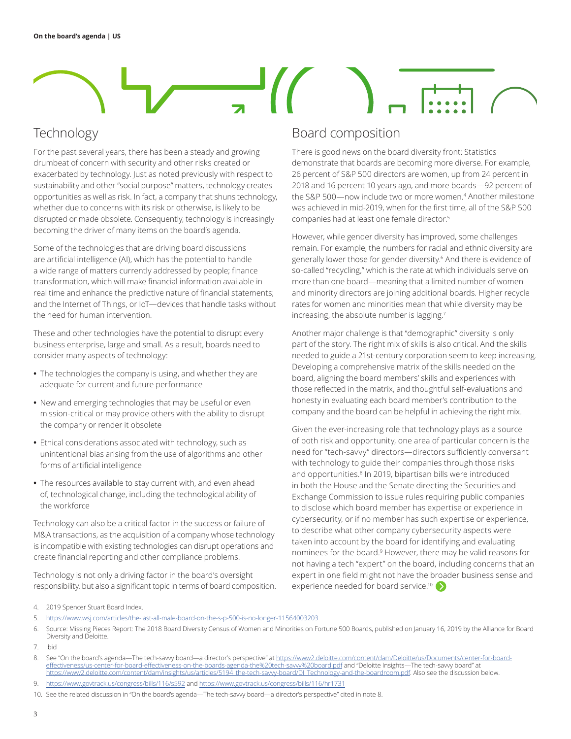## Technology

For the past several years, there has been a steady and growing drumbeat of concern with security and other risks created or exacerbated by technology. Just as noted previously with respect to sustainability and other "social purpose" matters, technology creates opportunities as well as risk. In fact, a company that shuns technology, whether due to concerns with its risk or otherwise, is likely to be disrupted or made obsolete. Consequently, technology is increasingly becoming the driver of many items on the board's agenda.

Some of the technologies that are driving board discussions are artificial intelligence (AI), which has the potential to handle a wide range of matters currently addressed by people; finance transformation, which will make financial information available in real time and enhance the predictive nature of financial statements; and the Internet of Things, or IoT—devices that handle tasks without the need for human intervention.

These and other technologies have the potential to disrupt every business enterprise, large and small. As a result, boards need to consider many aspects of technology:

- The technologies the company is using, and whether they are adequate for current and future performance
- New and emerging technologies that may be useful or even mission-critical or may provide others with the ability to disrupt the company or render it obsolete
- Ethical considerations associated with technology, such as unintentional bias arising from the use of algorithms and other forms of artificial intelligence
- The resources available to stay current with, and even ahead of, technological change, including the technological ability of the workforce

Technology can also be a critical factor in the success or failure of M&A transactions, as the acquisition of a company whose technology is incompatible with existing technologies can disrupt operations and create financial reporting and other compliance problems.

Technology is not only a driving factor in the board's oversight responsibility, but also a significant topic in terms of board composition.

## Board composition

There is good news on the board diversity front: Statistics demonstrate that boards are becoming more diverse. For example, 26 percent of S&P 500 directors are women, up from 24 percent in 2018 and 16 percent 10 years ago, and more boards—92 percent of the S&P 500—now include two or more women.[4] Another milestone was achieved in mid-2019, when for the first time, all of the S&P 500 companies had at least one female director.[5]

However, while gender diversity has improved, some challenges remain. For example, the numbers for racial and ethnic diversity are generally lower those for gender diversity.[6] And there is evidence of so-called "recycling," which is the rate at which individuals serve on more than one board—meaning that a limited number of women and minority directors are joining additional boards. Higher recycle rates for women and minorities mean that while diversity may be increasing, the absolute number is lagging.[7]

Another major challenge is that "demographic" diversity is only part of the story. The right mix of skills is also critical. And the skills needed to guide a 21st-century corporation seem to keep increasing. Developing a comprehensive matrix of the skills needed on the board, aligning the board members' skills and experiences with those reflected in the matrix, and thoughtful self-evaluations and honesty in evaluating each board member's contribution to the company and the board can be helpful in achieving the right mix.

Given the ever-increasing role that technology plays as a source of both risk and opportunity, one area of particular concern is the need for "tech-savvy" directors—directors sufficiently conversant with technology to guide their companies through those risks and opportunities.[8] In 2019, bipartisan bills were introduced in both the House and the Senate directing the Securities and Exchange Commission to issue rules requiring public companies to disclose which board member has expertise or experience in cybersecurity, or if no member has such expertise or experience, to describe what other company cybersecurity aspects were taken into account by the board for identifying and evaluating nominees for the board.[9] However, there may be valid reasons for not having a tech "expert" on the board, including concerns that an expert in one field might not have the broader business sense and experience needed for board service.[10]

4. 2019 Spencer Stuart Board Index.
5. https://www.wsj.com/articles/the-last-all-male-board-on-the-s-p-500-is-no-longer-11564003203
6. Source: Missing Pieces Report: The 2018 Board Diversity Census of Women and Minorities on Fortune 500 Boards, published on January 16, 2019 by the Alliance for Board Diversity and Deloitte.
7. Ibid
8. See "On the board's agenda—The tech-savvy board—a director's perspective" at https://www2.deloitte.com/content/dam/Deloitte/us/Documents/center-for-board-effectiveness/us-center-for-board-effectiveness-on-the-boards-agenda-the%20tech-savvy%20board.pdf and "Deloitte Insights—The tech-savvy board" at https://www2.deloitte.com/content/dam/insights/us/articles/5194_the-tech-savvy-board/DI_Technology-and-the-boardroom.pdf. Also see the discussion below.
9. https://www.govtrack.us/congress/bills/116/s592 and https://www.govtrack.us/congress/bills/116/hr1731
10. See the related discussion in "On the board's agenda—The tech-savvy board—a director's perspective" cited in note 8.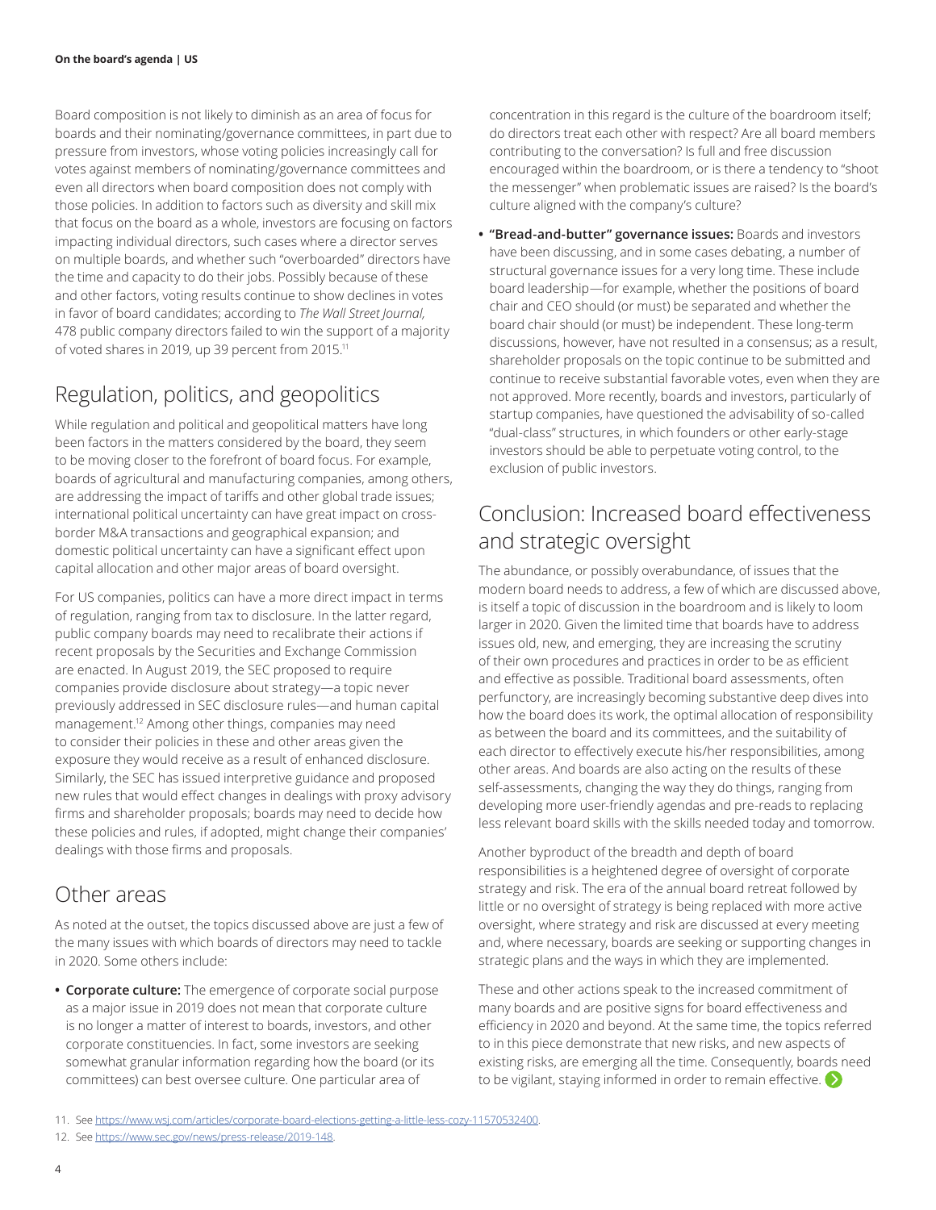Board composition is not likely to diminish as an area of focus for boards and their nominating/governance committees, in part due to pressure from investors, whose voting policies increasingly call for votes against members of nominating/governance committees and even all directors when board composition does not comply with those policies. In addition to factors such as diversity and skill mix that focus on the board as a whole, investors are focusing on factors impacting individual directors, such cases where a director serves on multiple boards, and whether such "overboarded" directors have the time and capacity to do their jobs. Possibly because of these and other factors, voting results continue to show declines in votes in favor of board candidates; according to *The Wall Street Journal,* 478 public company directors failed to win the support of a majority of voted shares in 2019, up 39 percent from 2015.[11]

## Regulation, politics, and geopolitics

While regulation and political and geopolitical matters have long been factors in the matters considered by the board, they seem to be moving closer to the forefront of board focus. For example, boards of agricultural and manufacturing companies, among others, are addressing the impact of tariffs and other global trade issues; international political uncertainty can have great impact on cross-border M&A transactions and geographical expansion; and domestic political uncertainty can have a significant effect upon capital allocation and other major areas of board oversight.

For US companies, politics can have a more direct impact in terms of regulation, ranging from tax to disclosure. In the latter regard, public company boards may need to recalibrate their actions if recent proposals by the Securities and Exchange Commission are enacted. In August 2019, the SEC proposed to require companies provide disclosure about strategy—a topic never previously addressed in SEC disclosure rules—and human capital management.[12] Among other things, companies may need to consider their policies in these and other areas given the exposure they would receive as a result of enhanced disclosure. Similarly, the SEC has issued interpretive guidance and proposed new rules that would effect changes in dealings with proxy advisory firms and shareholder proposals; boards may need to decide how these policies and rules, if adopted, might change their companies' dealings with those firms and proposals.

## Other areas

As noted at the outset, the topics discussed above are just a few of the many issues with which boards of directors may need to tackle in 2020. Some others include:

- **Corporate culture:** The emergence of corporate social purpose as a major issue in 2019 does not mean that corporate culture is no longer a matter of interest to boards, investors, and other corporate constituencies. In fact, some investors are seeking somewhat granular information regarding how the board (or its committees) can best oversee culture. One particular area of concentration in this regard is the culture of the boardroom itself; do directors treat each other with respect? Are all board members contributing to the conversation? Is full and free discussion encouraged within the boardroom, or is there a tendency to "shoot the messenger" when problematic issues are raised? Is the board's culture aligned with the company's culture?
- **"Bread-and-butter" governance issues:** Boards and investors have been discussing, and in some cases debating, a number of structural governance issues for a very long time. These include board leadership—for example, whether the positions of board chair and CEO should (or must) be separated and whether the board chair should (or must) be independent. These long-term discussions, however, have not resulted in a consensus; as a result, shareholder proposals on the topic continue to be submitted and continue to receive substantial favorable votes, even when they are not approved. More recently, boards and investors, particularly of startup companies, have questioned the advisability of so-called "dual-class" structures, in which founders or other early-stage investors should be able to perpetuate voting control, to the exclusion of public investors.

## Conclusion: Increased board effectiveness and strategic oversight

The abundance, or possibly overabundance, of issues that the modern board needs to address, a few of which are discussed above, is itself a topic of discussion in the boardroom and is likely to loom larger in 2020. Given the limited time that boards have to address issues old, new, and emerging, they are increasing the scrutiny of their own procedures and practices in order to be as efficient and effective as possible. Traditional board assessments, often perfunctory, are increasingly becoming substantive deep dives into how the board does its work, the optimal allocation of responsibility as between the board and its committees, and the suitability of each director to effectively execute his/her responsibilities, among other areas. And boards are also acting on the results of these self-assessments, changing the way they do things, ranging from developing more user-friendly agendas and pre-reads to replacing less relevant board skills with the skills needed today and tomorrow.

Another byproduct of the breadth and depth of board responsibilities is a heightened degree of oversight of corporate strategy and risk. The era of the annual board retreat followed by little or no oversight of strategy is being replaced with more active oversight, where strategy and risk are discussed at every meeting and, where necessary, boards are seeking or supporting changes in strategic plans and the ways in which they are implemented.

These and other actions speak to the increased commitment of many boards and are positive signs for board effectiveness and efficiency in 2020 and beyond. At the same time, the topics referred to in this piece demonstrate that new risks, and new aspects of existing risks, are emerging all the time. Consequently, boards need to be vigilant, staying informed in order to remain effective.

11. See https://www.wsj.com/articles/corporate-board-elections-getting-a-little-less-cozy-11570532400.
12. See https://www.sec.gov/news/press-release/2019-148.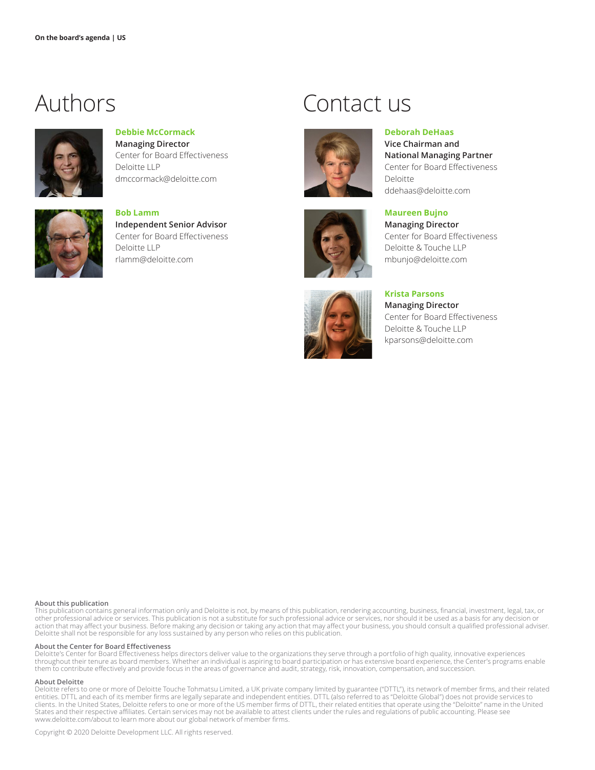# Authors

**Debbie McCormack**
**Managing Director**
Center for Board Effectiveness
Deloitte LLP
dmccormack@deloitte.com

**Bob Lamm**
**Independent Senior Advisor**
Center for Board Effectiveness
Deloitte LLP
rlamm@deloitte.com

# Contact us

**Deborah DeHaas**
**Vice Chairman and National Managing Partner**
Center for Board Effectiveness
Deloitte
ddehaas@deloitte.com

**Maureen Bujno**
**Managing Director**
Center for Board Effectiveness
Deloitte & Touche LLP
mbunjo@deloitte.com

**Krista Parsons**
**Managing Director**
Center for Board Effectiveness
Deloitte & Touche LLP
kparsons@deloitte.com

**About this publication**
This publication contains general information only and Deloitte is not, by means of this publication, rendering accounting, business, financial, investment, legal, tax, or other professional advice or services. This publication is not a substitute for such professional advice or services, nor should it be used as a basis for any decision or action that may affect your business. Before making any decision or taking any action that may affect your business, you should consult a qualified professional adviser. Deloitte shall not be responsible for any loss sustained by any person who relies on this publication.

**About the Center for Board Effectiveness**
Deloitte's Center for Board Effectiveness helps directors deliver value to the organizations they serve through a portfolio of high quality, innovative experiences throughout their tenure as board members. Whether an individual is aspiring to board participation or has extensive board experience, the Center's programs enable them to contribute effectively and provide focus in the areas of governance and audit, strategy, risk, innovation, compensation, and succession.

**About Deloitte**
Deloitte refers to one or more of Deloitte Touche Tohmatsu Limited, a UK private company limited by guarantee ("DTTL"), its network of member firms, and their related entities. DTTL and each of its member firms are legally separate and independent entities. DTTL (also referred to as "Deloitte Global") does not provide services to clients. In the United States, Deloitte refers to one or more of the US member firms of DTTL, their related entities that operate using the "Deloitte" name in the United States and their respective affiliates. Certain services may not be available to attest clients under the rules and regulations of public accounting. Please see www.deloitte.com/about to learn more about our global network of member firms.

Copyright © 2020 Deloitte Development LLC. All rights reserved.